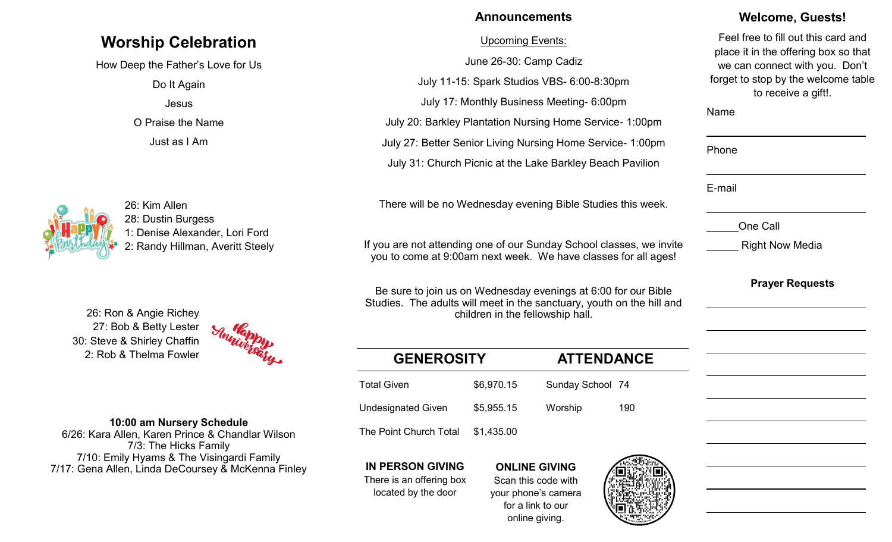# Worship Celebration

How Deep the Father's Love for Us

Do It Again

Jesus

O Praise the Name

Just as I Am

26: Kim Allen
28: Dustin Burgess
1: Denise Alexander, Lori Ford
2: Randy Hillman, Averitt Steely

26: Ron & Angie Richey
27: Bob & Betty Lester
30: Steve & Shirley Chaffin
2: Rob & Thelma Fowler

**10:00 am Nursery Schedule**
6/26: Kara Allen, Karen Prince & Chandlar Wilson
7/3: The Hicks Family
7/10: Emily Hyams & The Visingardi Family
7/17: Gena Allen, Linda DeCoursey & McKenna Finley

## Announcements

Upcoming Events:

June 26-30: Camp Cadiz

July 11-15: Spark Studios VBS- 6:00-8:30pm

July 17: Monthly Business Meeting- 6:00pm

July 20: Barkley Plantation Nursing Home Service- 1:00pm

July 27: Better Senior Living Nursing Home Service- 1:00pm

July 31: Church Picnic at the Lake Barkley Beach Pavilion

There will be no Wednesday evening Bible Studies this week.

If you are not attending one of our Sunday School classes, we invite you to come at 9:00am next week. We have classes for all ages!

Be sure to join us on Wednesday evenings at 6:00 for our Bible Studies. The adults will meet in the sanctuary, youth on the hill and children in the fellowship hall.

| GENEROSITY | | ATTENDANCE | |
|---|---|---|---|
| Total Given | $6,970.15 | Sunday School | 74 |
| Undesignated Given | $5,955.15 | Worship | 190 |
| The Point Church Total | $1,435.00 | | |

**IN PERSON GIVING**
There is an offering box located by the door

**ONLINE GIVING**
Scan this code with your phone's camera for a link to our online giving.

## Welcome, Guests!

Feel free to fill out this card and place it in the offering box so that we can connect with you. Don't forget to stop by the welcome table to receive a gift!.

Name

______________________________

Phone

______________________________

E-mail

______________________________

_____One Call

_____ Right Now Media

**Prayer Requests**

______________________________

______________________________

______________________________

______________________________

______________________________

______________________________

______________________________

______________________________

______________________________

______________________________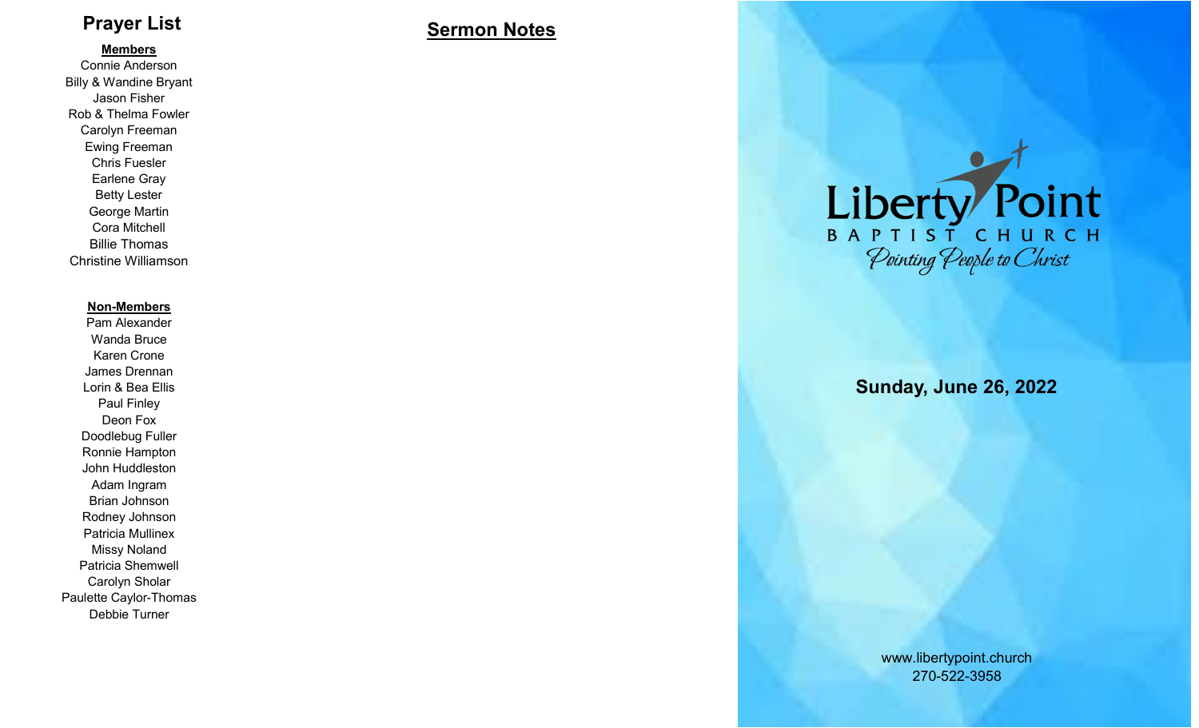## Prayer List

**Members**

Connie Anderson
Billy & Wandine Bryant
Jason Fisher
Rob & Thelma Fowler
Carolyn Freeman
Ewing Freeman
Chris Fuesler
Earlene Gray
Betty Lester
George Martin
Cora Mitchell
Billie Thomas
Christine Williamson

**Non-Members**

Pam Alexander
Wanda Bruce
Karen Crone
James Drennan
Lorin & Bea Ellis
Paul Finley
Deon Fox
Doodlebug Fuller
Ronnie Hampton
John Huddleston
Adam Ingram
Brian Johnson
Rodney Johnson
Patricia Mullinex
Missy Noland
Patricia Shemwell
Carolyn Sholar
Paulette Caylor-Thomas
Debbie Turner

## Sermon Notes

# Liberty Point

BAPTIST CHURCH

*Pointing People to Christ*

**Sunday, June 26, 2022**

www.libertypoint.church
270-522-3958